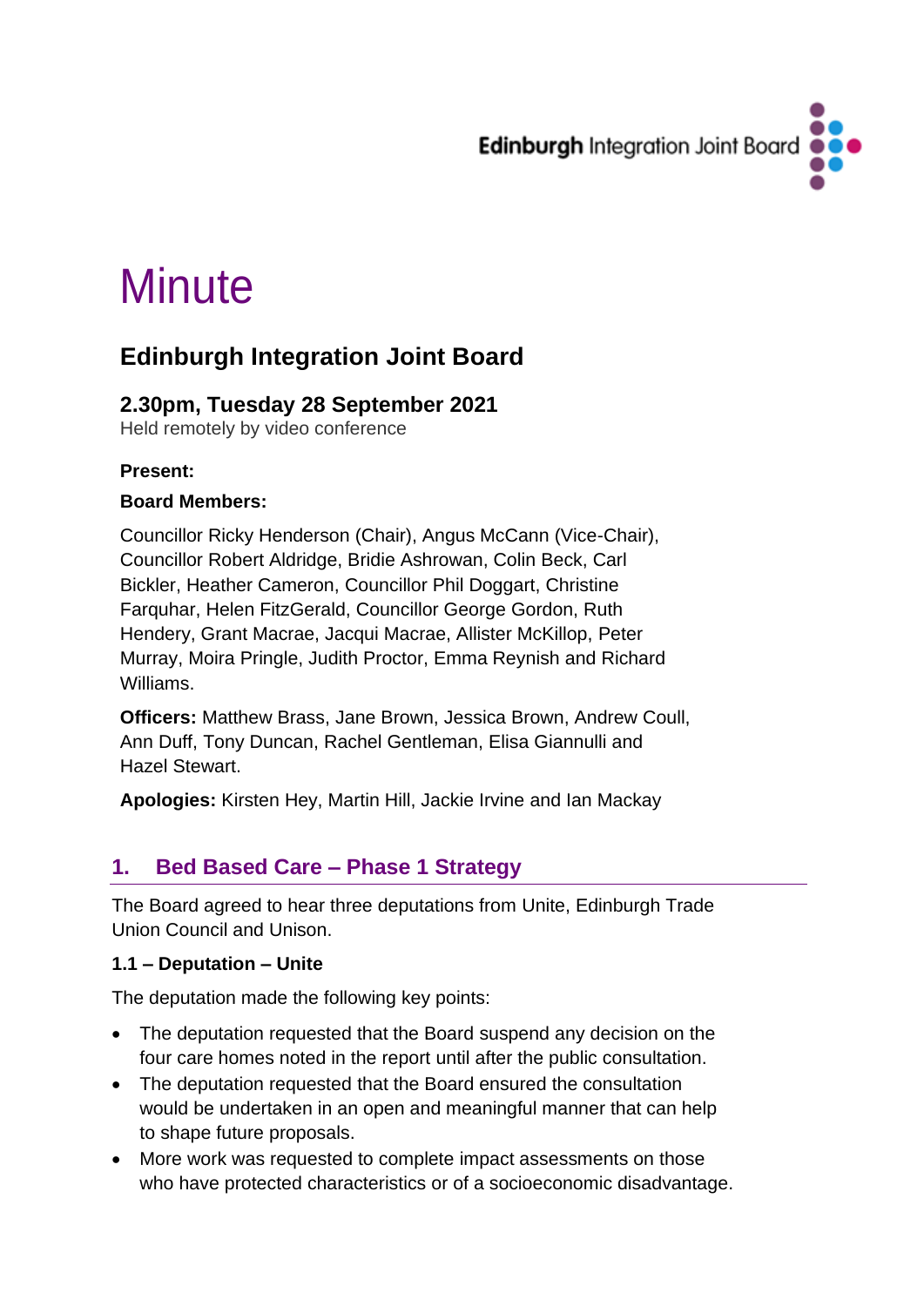Edinburgh Integration Joint Board

# Minute

## Edinburgh Integration Joint Board

### 2.30pm, Tuesday 28 September 2021

Held remotely by video conference

**Present:**

**Board Members:**

Councillor Ricky Henderson (Chair), Angus McCann (Vice-Chair), Councillor Robert Aldridge, Bridie Ashrowan, Colin Beck, Carl Bickler, Heather Cameron, Councillor Phil Doggart, Christine Farquhar, Helen FitzGerald, Councillor George Gordon, Ruth Hendery, Grant Macrae, Jacqui Macrae, Allister McKillop, Peter Murray, Moira Pringle, Judith Proctor, Emma Reynish and Richard Williams.

**Officers:** Matthew Brass, Jane Brown, Jessica Brown, Andrew Coull, Ann Duff, Tony Duncan, Rachel Gentleman, Elisa Giannulli and Hazel Stewart.

**Apologies:** Kirsten Hey, Martin Hill, Jackie Irvine and Ian Mackay

## 1. Bed Based Care – Phase 1 Strategy

The Board agreed to hear three deputations from Unite, Edinburgh Trade Union Council and Unison.

**1.1 – Deputation – Unite**

The deputation made the following key points:

- The deputation requested that the Board suspend any decision on the four care homes noted in the report until after the public consultation.
- The deputation requested that the Board ensured the consultation would be undertaken in an open and meaningful manner that can help to shape future proposals.
- More work was requested to complete impact assessments on those who have protected characteristics or of a socioeconomic disadvantage.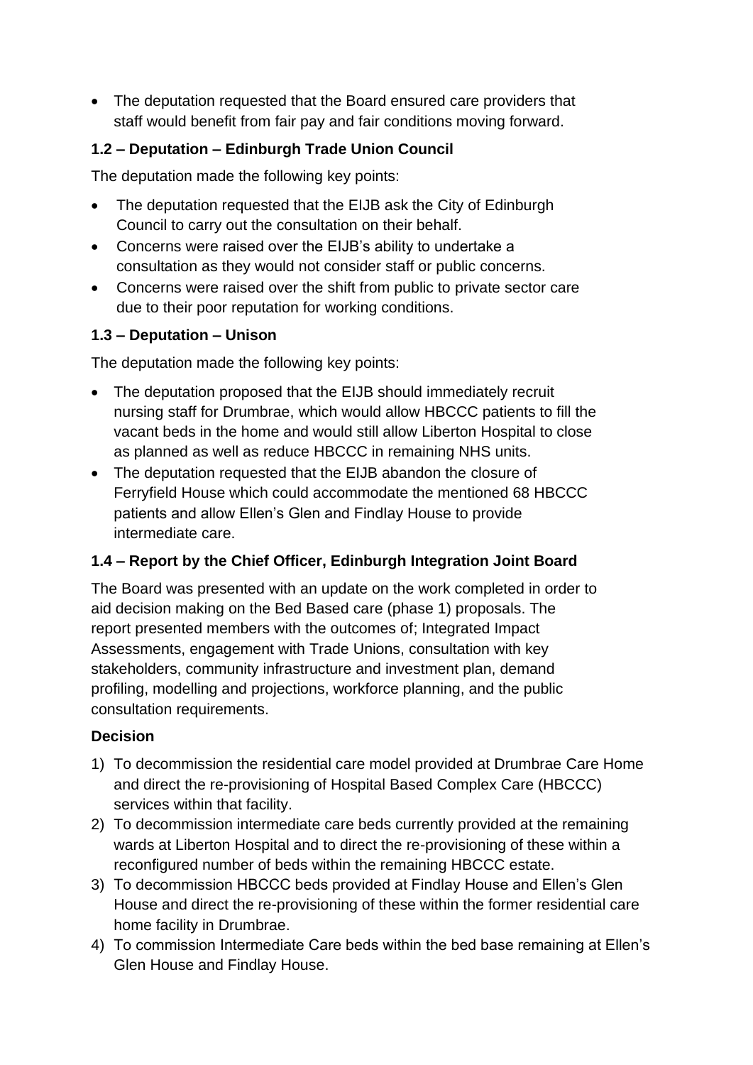- The deputation requested that the Board ensured care providers that staff would benefit from fair pay and fair conditions moving forward.

### 1.2 – Deputation – Edinburgh Trade Union Council

The deputation made the following key points:

- The deputation requested that the EIJB ask the City of Edinburgh Council to carry out the consultation on their behalf.
- Concerns were raised over the EIJB's ability to undertake a consultation as they would not consider staff or public concerns.
- Concerns were raised over the shift from public to private sector care due to their poor reputation for working conditions.

### 1.3 – Deputation – Unison

The deputation made the following key points:

- The deputation proposed that the EIJB should immediately recruit nursing staff for Drumbrae, which would allow HBCCC patients to fill the vacant beds in the home and would still allow Liberton Hospital to close as planned as well as reduce HBCCC in remaining NHS units.
- The deputation requested that the EIJB abandon the closure of Ferryfield House which could accommodate the mentioned 68 HBCCC patients and allow Ellen's Glen and Findlay House to provide intermediate care.

### 1.4 – Report by the Chief Officer, Edinburgh Integration Joint Board

The Board was presented with an update on the work completed in order to aid decision making on the Bed Based care (phase 1) proposals. The report presented members with the outcomes of; Integrated Impact Assessments, engagement with Trade Unions, consultation with key stakeholders, community infrastructure and investment plan, demand profiling, modelling and projections, workforce planning, and the public consultation requirements.

**Decision**

1) To decommission the residential care model provided at Drumbrae Care Home and direct the re-provisioning of Hospital Based Complex Care (HBCCC) services within that facility.
2) To decommission intermediate care beds currently provided at the remaining wards at Liberton Hospital and to direct the re-provisioning of these within a reconfigured number of beds within the remaining HBCCC estate.
3) To decommission HBCCC beds provided at Findlay House and Ellen's Glen House and direct the re-provisioning of these within the former residential care home facility in Drumbrae.
4) To commission Intermediate Care beds within the bed base remaining at Ellen's Glen House and Findlay House.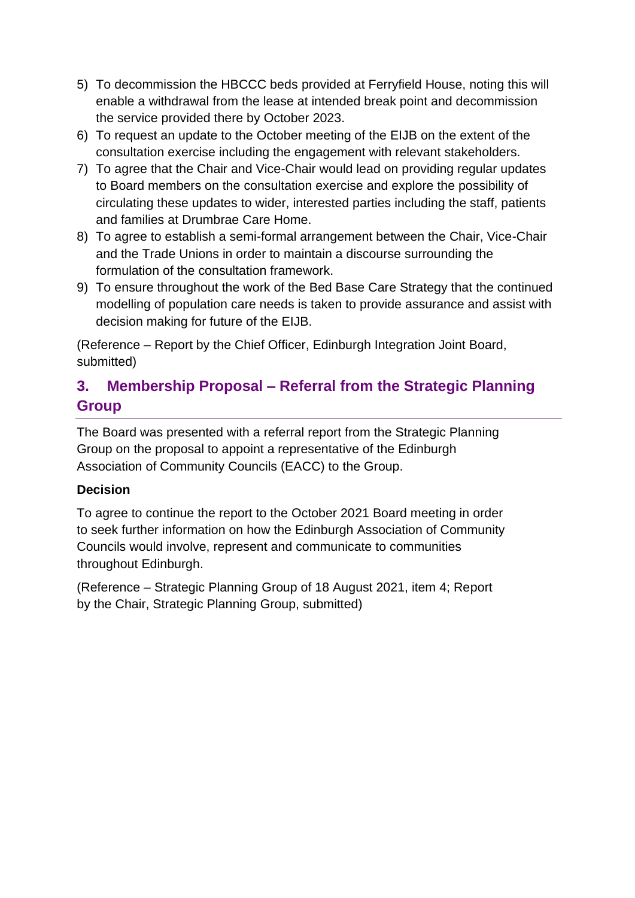5) To decommission the HBCCC beds provided at Ferryfield House, noting this will enable a withdrawal from the lease at intended break point and decommission the service provided there by October 2023.
6) To request an update to the October meeting of the EIJB on the extent of the consultation exercise including the engagement with relevant stakeholders.
7) To agree that the Chair and Vice-Chair would lead on providing regular updates to Board members on the consultation exercise and explore the possibility of circulating these updates to wider, interested parties including the staff, patients and families at Drumbrae Care Home.
8) To agree to establish a semi-formal arrangement between the Chair, Vice-Chair and the Trade Unions in order to maintain a discourse surrounding the formulation of the consultation framework.
9) To ensure throughout the work of the Bed Base Care Strategy that the continued modelling of population care needs is taken to provide assurance and assist with decision making for future of the EIJB.

(Reference – Report by the Chief Officer, Edinburgh Integration Joint Board, submitted)

## 3. Membership Proposal – Referral from the Strategic Planning Group

The Board was presented with a referral report from the Strategic Planning Group on the proposal to appoint a representative of the Edinburgh Association of Community Councils (EACC) to the Group.

**Decision**

To agree to continue the report to the October 2021 Board meeting in order to seek further information on how the Edinburgh Association of Community Councils would involve, represent and communicate to communities throughout Edinburgh.

(Reference – Strategic Planning Group of 18 August 2021, item 4; Report by the Chair, Strategic Planning Group, submitted)